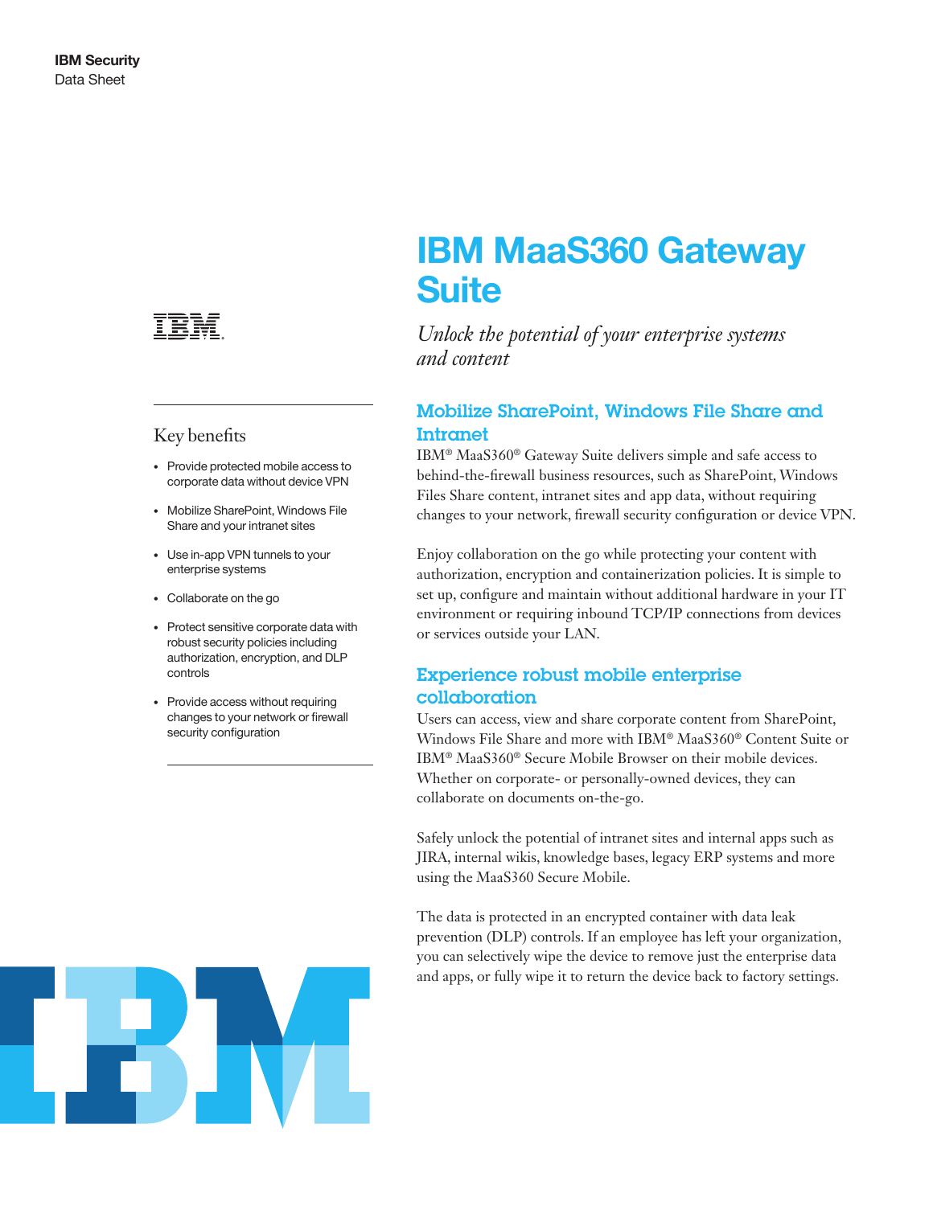**IBM Security**
Data Sheet

# IBM MaaS360 Gateway Suite

*Unlock the potential of your enterprise systems and content*

## Key benefits

- Provide protected mobile access to corporate data without device VPN
- Mobilize SharePoint, Windows File Share and your intranet sites
- Use in-app VPN tunnels to your enterprise systems
- Collaborate on the go
- Protect sensitive corporate data with robust security policies including authorization, encryption, and DLP controls
- Provide access without requiring changes to your network or firewall security configuration

## Mobilize SharePoint, Windows File Share and Intranet

IBM® MaaS360® Gateway Suite delivers simple and safe access to behind-the-firewall business resources, such as SharePoint, Windows Files Share content, intranet sites and app data, without requiring changes to your network, firewall security configuration or device VPN.

Enjoy collaboration on the go while protecting your content with authorization, encryption and containerization policies. It is simple to set up, configure and maintain without additional hardware in your IT environment or requiring inbound TCP/IP connections from devices or services outside your LAN.

## Experience robust mobile enterprise collaboration

Users can access, view and share corporate content from SharePoint, Windows File Share and more with IBM® MaaS360® Content Suite or IBM® MaaS360® Secure Mobile Browser on their mobile devices. Whether on corporate- or personally-owned devices, they can collaborate on documents on-the-go.

Safely unlock the potential of intranet sites and internal apps such as JIRA, internal wikis, knowledge bases, legacy ERP systems and more using the MaaS360 Secure Mobile.

The data is protected in an encrypted container with data leak prevention (DLP) controls. If an employee has left your organization, you can selectively wipe the device to remove just the enterprise data and apps, or fully wipe it to return the device back to factory settings.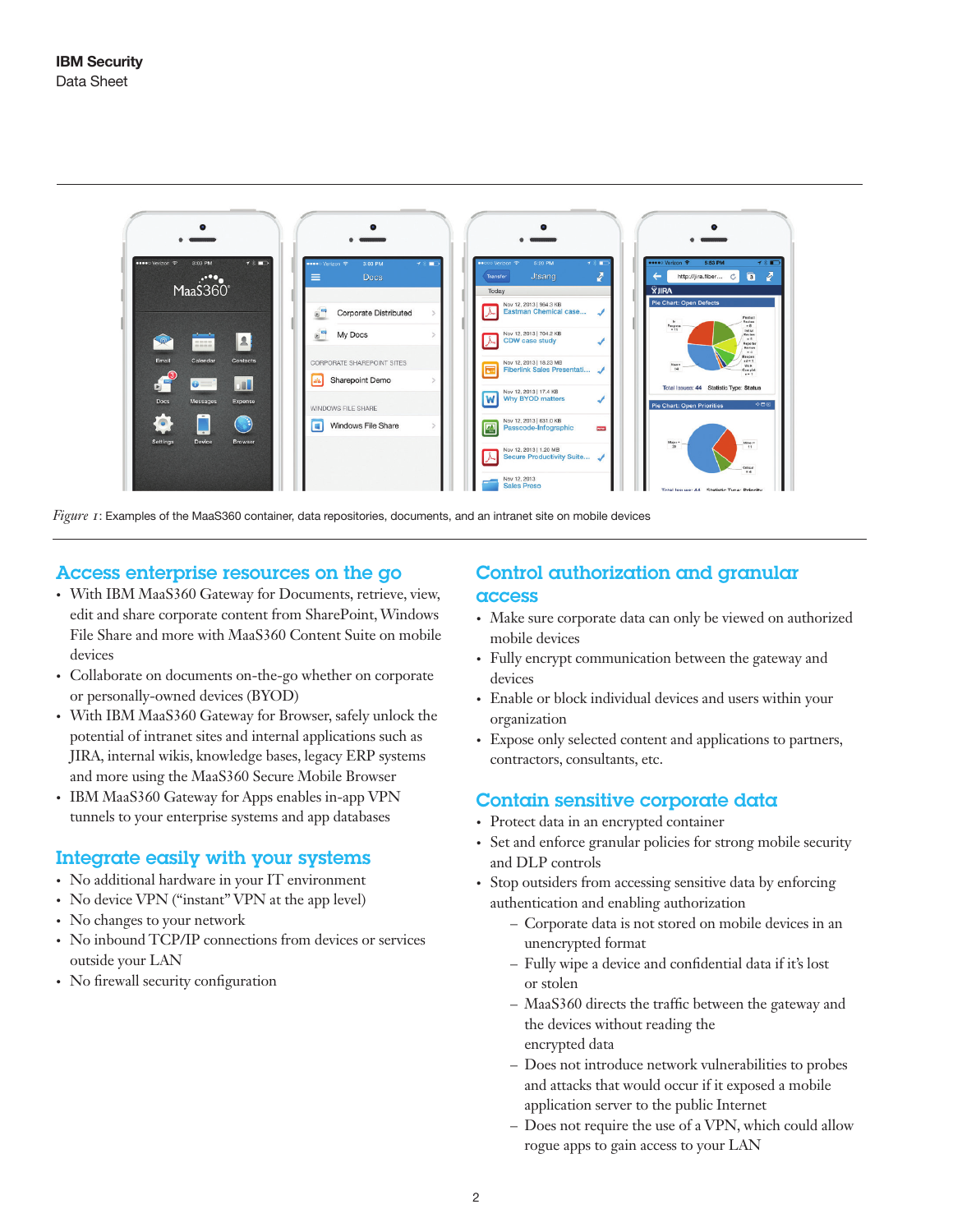*Figure 1*: Examples of the MaaS360 container, data repositories, documents, and an intranet site on mobile devices

## Access enterprise resources on the go

- With IBM MaaS360 Gateway for Documents, retrieve, view, edit and share corporate content from SharePoint, Windows File Share and more with MaaS360 Content Suite on mobile devices
- Collaborate on documents on-the-go whether on corporate or personally-owned devices (BYOD)
- With IBM MaaS360 Gateway for Browser, safely unlock the potential of intranet sites and internal applications such as JIRA, internal wikis, knowledge bases, legacy ERP systems and more using the MaaS360 Secure Mobile Browser
- IBM MaaS360 Gateway for Apps enables in-app VPN tunnels to your enterprise systems and app databases

## Integrate easily with your systems

- No additional hardware in your IT environment
- No device VPN ("instant" VPN at the app level)
- No changes to your network
- No inbound TCP/IP connections from devices or services outside your LAN
- No firewall security configuration

## Control authorization and granular access

- Make sure corporate data can only be viewed on authorized mobile devices
- Fully encrypt communication between the gateway and devices
- Enable or block individual devices and users within your organization
- Expose only selected content and applications to partners, contractors, consultants, etc.

## Contain sensitive corporate data

- Protect data in an encrypted container
- Set and enforce granular policies for strong mobile security and DLP controls
- Stop outsiders from accessing sensitive data by enforcing authentication and enabling authorization
  - Corporate data is not stored on mobile devices in an unencrypted format
  - Fully wipe a device and confidential data if it's lost or stolen
  - MaaS360 directs the traffic between the gateway and the devices without reading the encrypted data
  - Does not introduce network vulnerabilities to probes and attacks that would occur if it exposed a mobile application server to the public Internet
  - Does not require the use of a VPN, which could allow rogue apps to gain access to your LAN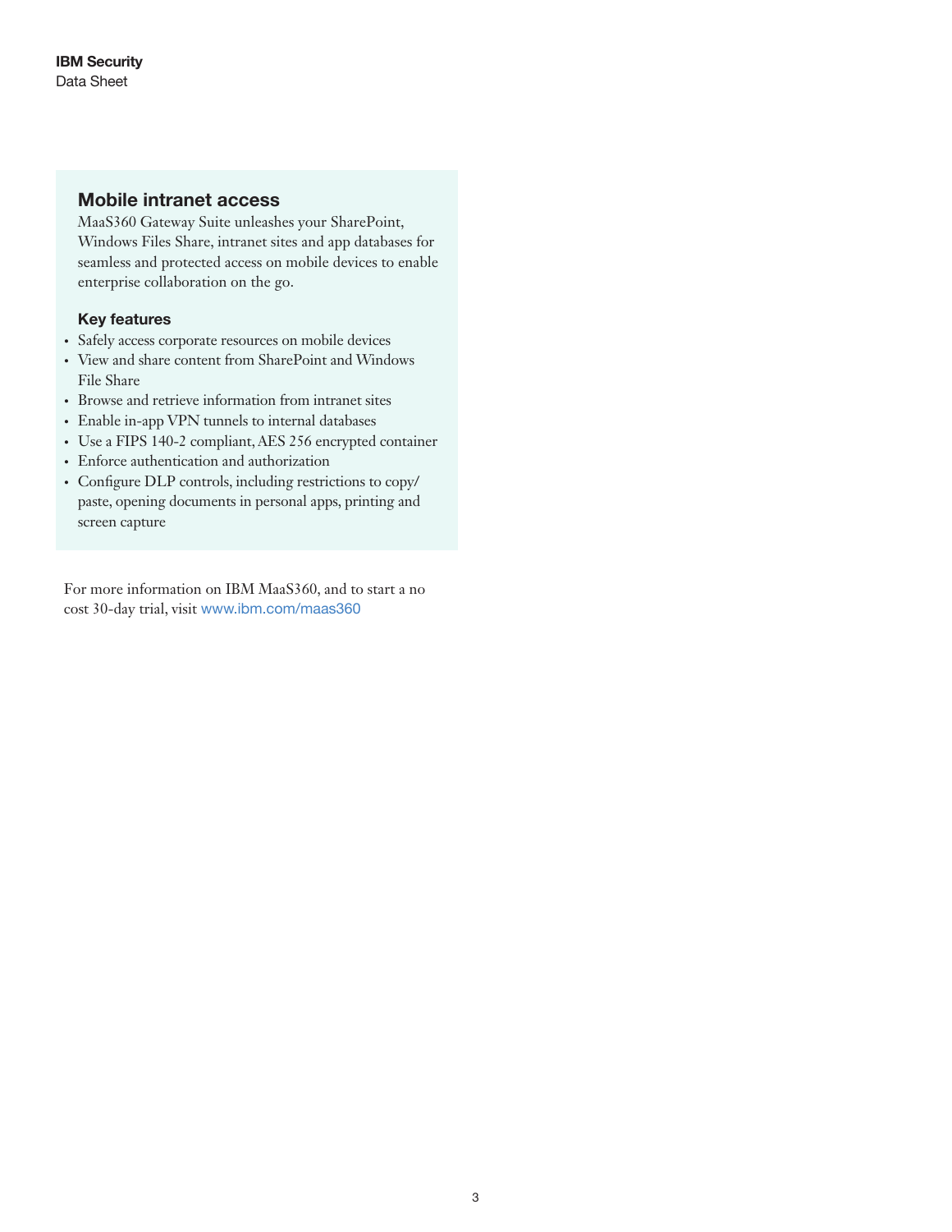## Mobile intranet access

MaaS360 Gateway Suite unleashes your SharePoint, Windows Files Share, intranet sites and app databases for seamless and protected access on mobile devices to enable enterprise collaboration on the go.

### Key features

- Safely access corporate resources on mobile devices
- View and share content from SharePoint and Windows File Share
- Browse and retrieve information from intranet sites
- Enable in-app VPN tunnels to internal databases
- Use a FIPS 140-2 compliant, AES 256 encrypted container
- Enforce authentication and authorization
- Configure DLP controls, including restrictions to copy/paste, opening documents in personal apps, printing and screen capture

For more information on IBM MaaS360, and to start a no cost 30-day trial, visit www.ibm.com/maas360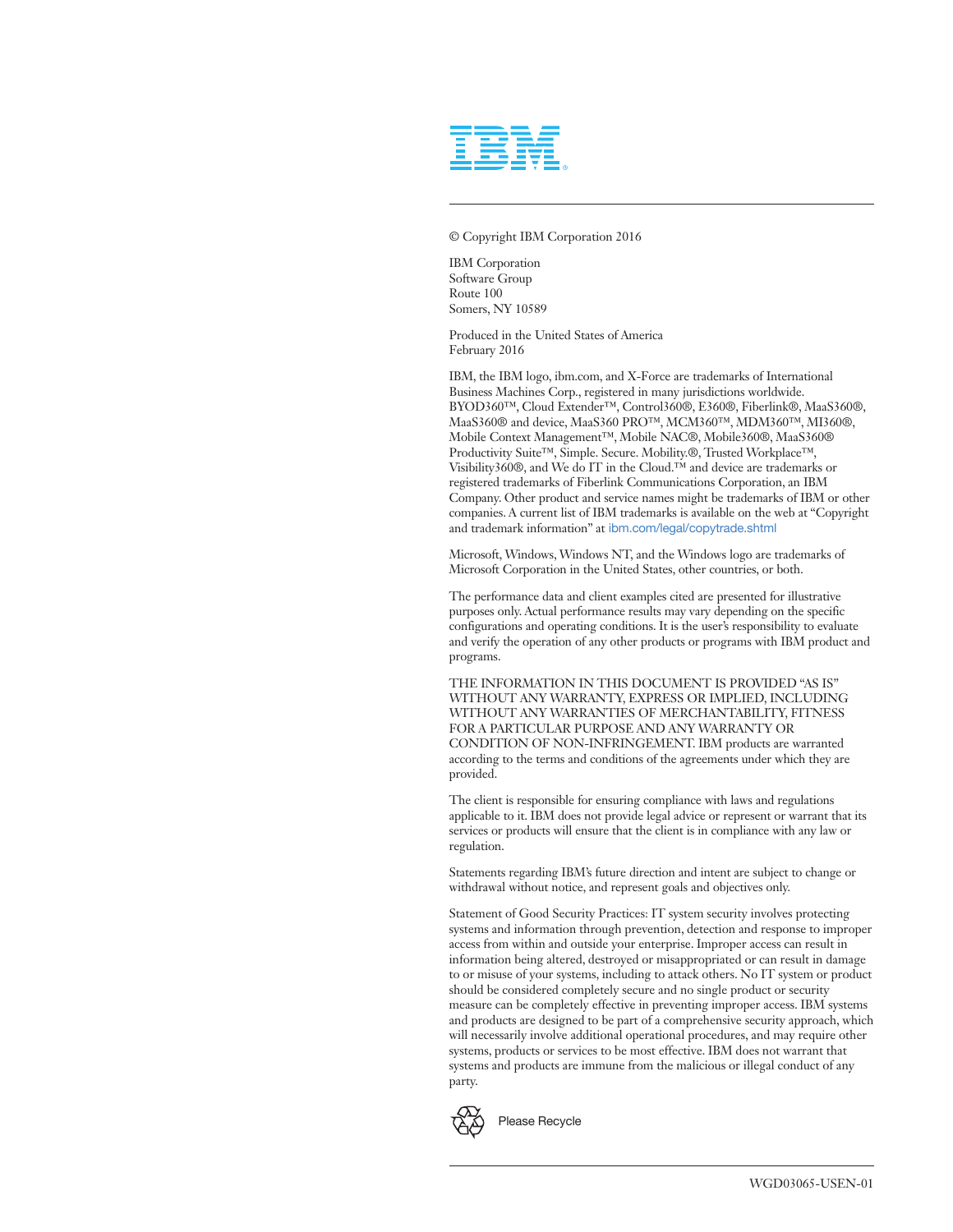© Copyright IBM Corporation 2016

IBM Corporation
Software Group
Route 100
Somers, NY 10589

Produced in the United States of America
February 2016

IBM, the IBM logo, ibm.com, and X-Force are trademarks of International Business Machines Corp., registered in many jurisdictions worldwide. BYOD360™, Cloud Extender™, Control360®, E360®, Fiberlink®, MaaS360®, MaaS360® and device, MaaS360 PRO™, MCM360™, MDM360™, MI360®, Mobile Context Management™, Mobile NAC®, Mobile360®, MaaS360® Productivity Suite™, Simple. Secure. Mobility.®, Trusted Workplace™, Visibility360®, and We do IT in the Cloud.™ and device are trademarks or registered trademarks of Fiberlink Communications Corporation, an IBM Company. Other product and service names might be trademarks of IBM or other companies. A current list of IBM trademarks is available on the web at "Copyright and trademark information" at ibm.com/legal/copytrade.shtml

Microsoft, Windows, Windows NT, and the Windows logo are trademarks of Microsoft Corporation in the United States, other countries, or both.

The performance data and client examples cited are presented for illustrative purposes only. Actual performance results may vary depending on the specific configurations and operating conditions. It is the user's responsibility to evaluate and verify the operation of any other products or programs with IBM product and programs.

THE INFORMATION IN THIS DOCUMENT IS PROVIDED "AS IS" WITHOUT ANY WARRANTY, EXPRESS OR IMPLIED, INCLUDING WITHOUT ANY WARRANTIES OF MERCHANTABILITY, FITNESS FOR A PARTICULAR PURPOSE AND ANY WARRANTY OR CONDITION OF NON-INFRINGEMENT. IBM products are warranted according to the terms and conditions of the agreements under which they are provided.

The client is responsible for ensuring compliance with laws and regulations applicable to it. IBM does not provide legal advice or represent or warrant that its services or products will ensure that the client is in compliance with any law or regulation.

Statements regarding IBM's future direction and intent are subject to change or withdrawal without notice, and represent goals and objectives only.

Statement of Good Security Practices: IT system security involves protecting systems and information through prevention, detection and response to improper access from within and outside your enterprise. Improper access can result in information being altered, destroyed or misappropriated or can result in damage to or misuse of your systems, including to attack others. No IT system or product should be considered completely secure and no single product or security measure can be completely effective in preventing improper access. IBM systems and products are designed to be part of a comprehensive security approach, which will necessarily involve additional operational procedures, and may require other systems, products or services to be most effective. IBM does not warrant that systems and products are immune from the malicious or illegal conduct of any party.

Please Recycle

WGD03065-USEN-01